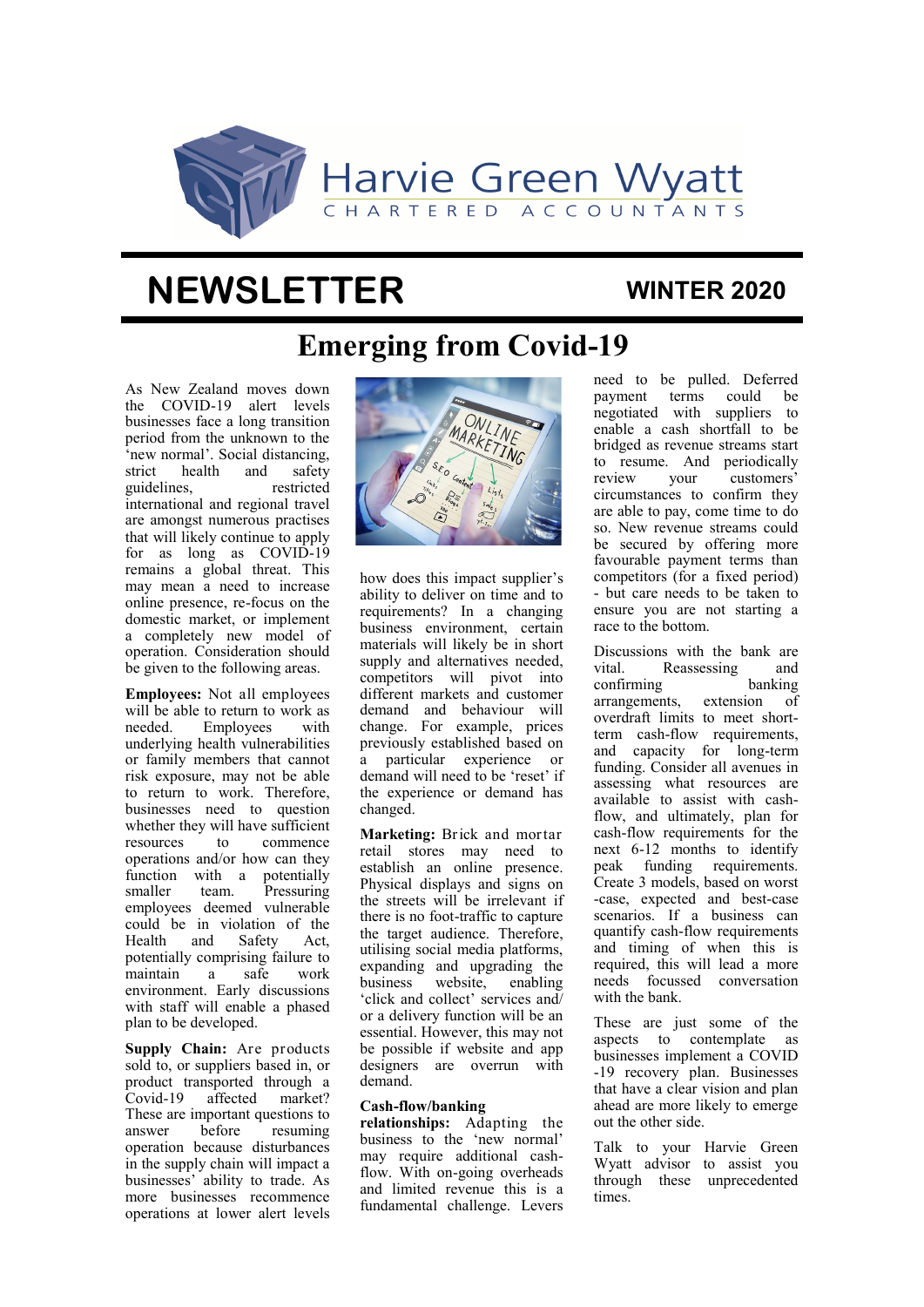# Harvie Green Wyatt

CHARTERED ACCOUNTANTS

# NEWSLETTER

**WINTER 2020**

## Emerging from Covid-19

As New Zealand moves down the COVID-19 alert levels businesses face a long transition period from the unknown to the 'new normal'. Social distancing, strict health and safety guidelines, restricted international and regional travel are amongst numerous practises that will likely continue to apply for as long as COVID-19 remains a global threat. This may mean a need to increase online presence, re-focus on the domestic market, or implement a completely new model of operation. Consideration should be given to the following areas.

**Employees:** Not all employees will be able to return to work as needed. Employees with underlying health vulnerabilities or family members that cannot risk exposure, may not be able to return to work. Therefore, businesses need to question whether they will have sufficient resources to commence operations and/or how can they function with a potentially smaller team. Pressuring employees deemed vulnerable could be in violation of the Health and Safety Act, potentially comprising failure to maintain a safe work environment. Early discussions with staff will enable a phased plan to be developed.

**Supply Chain:** Are products sold to, or suppliers based in, or product transported through a Covid-19 affected market? These are important questions to answer before resuming operation because disturbances in the supply chain will impact a businesses' ability to trade. As more businesses recommence operations at lower alert levels how does this impact supplier's ability to deliver on time and to requirements? In a changing business environment, certain materials will likely be in short supply and alternatives needed, competitors will pivot into different markets and customer demand and behaviour will change. For example, prices previously established based on a particular experience or demand will need to be 'reset' if the experience or demand has changed.

**Marketing:** Brick and mortar retail stores may need to establish an online presence. Physical displays and signs on the streets will be irrelevant if there is no foot-traffic to capture the target audience. Therefore, utilising social media platforms, expanding and upgrading the business website, enabling 'click and collect' services and/ or a delivery function will be an essential. However, this may not be possible if website and app designers are overrun with demand.

**Cash-flow/banking relationships:** Adapting the business to the 'new normal' may require additional cash-flow. With on-going overheads and limited revenue this is a fundamental challenge. Levers need to be pulled. Deferred payment terms could be negotiated with suppliers to enable a cash shortfall to be bridged as revenue streams start to resume. And periodically review your customers' circumstances to confirm they are able to pay, come time to do so. New revenue streams could be secured by offering more favourable payment terms than competitors (for a fixed period) - but care needs to be taken to ensure you are not starting a race to the bottom.

Discussions with the bank are vital. Reassessing and confirming banking arrangements, extension of overdraft limits to meet short-term cash-flow requirements, and capacity for long-term funding. Consider all avenues in assessing what resources are available to assist with cash-flow, and ultimately, plan for cash-flow requirements for the next 6-12 months to identify peak funding requirements. Create 3 models, based on worst -case, expected and best-case scenarios. If a business can quantify cash-flow requirements and timing of when this is required, this will lead a more needs focussed conversation with the bank.

These are just some of the aspects to contemplate as businesses implement a COVID -19 recovery plan. Businesses that have a clear vision and plan ahead are more likely to emerge out the other side.

Talk to your Harvie Green Wyatt advisor to assist you through these unprecedented times.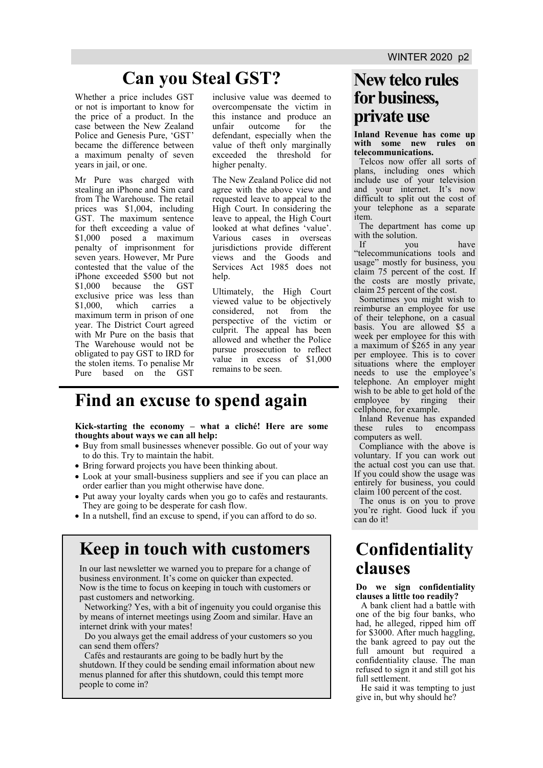# Can you Steal GST?

Whether a price includes GST or not is important to know for the price of a product. In the case between the New Zealand Police and Genesis Pure, 'GST' became the difference between a maximum penalty of seven years in jail, or one.

Mr Pure was charged with stealing an iPhone and Sim card from The Warehouse. The retail prices was $1,004, including GST. The maximum sentence for theft exceeding a value of $1,000 posed a maximum penalty of imprisonment for seven years. However, Mr Pure contested that the value of the iPhone exceeded $500 but not $1,000 because the GST exclusive price was less than $1,000, which carries a maximum term in prison of one year. The District Court agreed with Mr Pure on the basis that The Warehouse would not be obligated to pay GST to IRD for the stolen items. To penalise Mr Pure based on the GST inclusive value was deemed to overcompensate the victim in this instance and produce an unfair outcome for the defendant, especially when the value of theft only marginally exceeded the threshold for higher penalty.

The New Zealand Police did not agree with the above view and requested leave to appeal to the High Court. In considering the leave to appeal, the High Court looked at what defines 'value'. Various cases in overseas jurisdictions provide different views and the Goods and Services Act 1985 does not help.

Ultimately, the High Court viewed value to be objectively considered, not from the perspective of the victim or culprit. The appeal has been allowed and whether the Police pursue prosecution to reflect value in excess of $1,000 remains to be seen.

# Find an excuse to spend again

**Kick-starting the economy – what a cliché! Here are some thoughts about ways we can all help:**

- Buy from small businesses whenever possible. Go out of your way to do this. Try to maintain the habit.
- Bring forward projects you have been thinking about.
- Look at your small-business suppliers and see if you can place an order earlier than you might otherwise have done.
- Put away your loyalty cards when you go to cafés and restaurants. They are going to be desperate for cash flow.
- In a nutshell, find an excuse to spend, if you can afford to do so.

# Keep in touch with customers

In our last newsletter we warned you to prepare for a change of business environment. It's come on quicker than expected. Now is the time to focus on keeping in touch with customers or past customers and networking.

Networking? Yes, with a bit of ingenuity you could organise this by means of internet meetings using Zoom and similar. Have an internet drink with your mates!

Do you always get the email address of your customers so you can send them offers?

Cafés and restaurants are going to be badly hurt by the shutdown. If they could be sending email information about new menus planned for after this shutdown, could this tempt more people to come in?

# New telco rules for business, private use

**Inland Revenue has come up with some new rules on telecommunications.**

Telcos now offer all sorts of plans, including ones which include use of your television and your internet. It's now difficult to split out the cost of your telephone as a separate item.

The department has come up with the solution.

If you have "telecommunications tools and usage" mostly for business, you claim 75 percent of the cost. If the costs are mostly private, claim 25 percent of the cost.

Sometimes you might wish to reimburse an employee for use of their telephone, on a casual basis. You are allowed $5 a week per employee for this with a maximum of $265 in any year per employee. This is to cover situations where the employer needs to use the employee's telephone. An employer might wish to be able to get hold of the employee by ringing their cellphone, for example.

Inland Revenue has expanded these rules to encompass computers as well.

Compliance with the above is voluntary. If you can work out the actual cost you can use that. If you could show the usage was entirely for business, you could claim 100 percent of the cost.

The onus is on you to prove you're right. Good luck if you can do it!

# Confidentiality clauses

**Do we sign confidentiality clauses a little too readily?**

A bank client had a battle with one of the big four banks, who had, he alleged, ripped him off for $3000. After much haggling, the bank agreed to pay out the full amount but required a confidentiality clause. The man refused to sign it and still got his full settlement.

He said it was tempting to just give in, but why should he?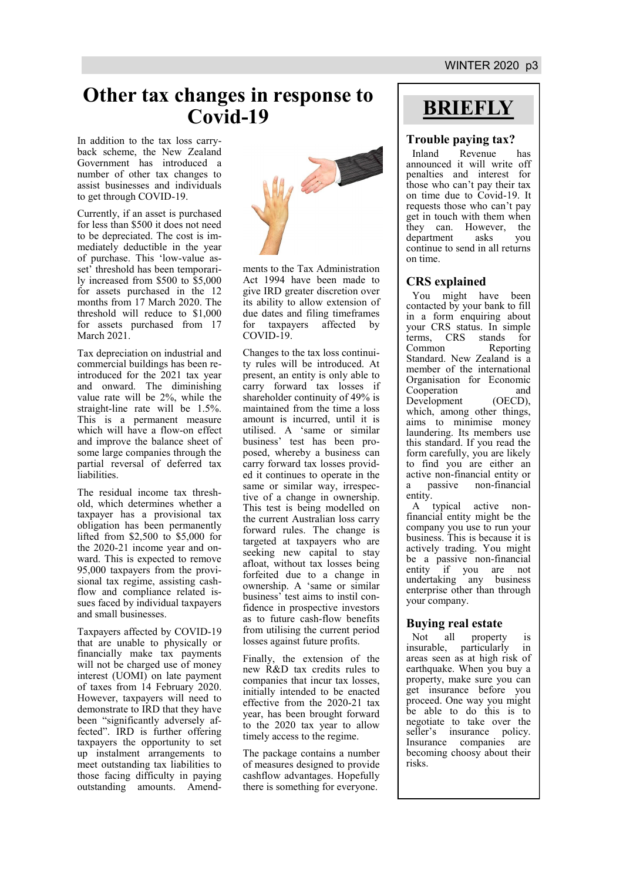# Other tax changes in response to Covid-19

In addition to the tax loss carry-back scheme, the New Zealand Government has introduced a number of other tax changes to assist businesses and individuals to get through COVID-19.

Currently, if an asset is purchased for less than $500 it does not need to be depreciated. The cost is immediately deductible in the year of purchase. This 'low-value asset' threshold has been temporarily increased from $500 to $5,000 for assets purchased in the 12 months from 17 March 2020. The threshold will reduce to $1,000 for assets purchased from 17 March 2021.

Tax depreciation on industrial and commercial buildings has been re-introduced for the 2021 tax year and onward. The diminishing value rate will be 2%, while the straight-line rate will be 1.5%. This is a permanent measure which will have a flow-on effect and improve the balance sheet of some large companies through the partial reversal of deferred tax liabilities.

The residual income tax threshold, which determines whether a taxpayer has a provisional tax obligation has been permanently lifted from $2,500 to $5,000 for the 2020-21 income year and onward. This is expected to remove 95,000 taxpayers from the provisional tax regime, assisting cash-flow and compliance related issues faced by individual taxpayers and small businesses.

Taxpayers affected by COVID-19 that are unable to physically or financially make tax payments will not be charged use of money interest (UOMI) on late payment of taxes from 14 February 2020. However, taxpayers will need to demonstrate to IRD that they have been "significantly adversely affected". IRD is further offering taxpayers the opportunity to set up instalment arrangements to meet outstanding tax liabilities to those facing difficulty in paying outstanding amounts. Amendments to the Tax Administration Act 1994 have been made to give IRD greater discretion over its ability to allow extension of due dates and filing timeframes for taxpayers affected by COVID-19.

Changes to the tax loss continuity rules will be introduced. At present, an entity is only able to carry forward tax losses if shareholder continuity of 49% is maintained from the time a loss amount is incurred, until it is utilised. A 'same or similar business' test has been proposed, whereby a business can carry forward tax losses provided it continues to operate in the same or similar way, irrespective of a change in ownership. This test is being modelled on the current Australian loss carry forward rules. The change is targeted at taxpayers who are seeking new capital to stay afloat, without tax losses being forfeited due to a change in ownership. A 'same or similar business' test aims to instil confidence in prospective investors as to future cash-flow benefits from utilising the current period losses against future profits.

Finally, the extension of the new R&D tax credits rules to companies that incur tax losses, initially intended to be enacted effective from the 2020-21 tax year, has been brought forward to the 2020 tax year to allow timely access to the regime.

The package contains a number of measures designed to provide cashflow advantages. Hopefully there is something for everyone.

# BRIEFLY

## Trouble paying tax?

Inland Revenue has announced it will write off penalties and interest for those who can't pay their tax on time due to Covid-19. It requests those who can't pay get in touch with them when they can. However, the department asks you continue to send in all returns on time.

## CRS explained

You might have been contacted by your bank to fill in a form enquiring about your CRS status. In simple terms, CRS stands for Common Reporting Standard. New Zealand is a member of the international Organisation for Economic Cooperation and Development (OECD), which, among other things, aims to minimise money laundering. Its members use this standard. If you read the form carefully, you are likely to find you are either an active non-financial entity or a passive non-financial entity.

A typical active non-financial entity might be the company you use to run your business. This is because it is actively trading. You might be a passive non-financial entity if you are not undertaking any business enterprise other than through your company.

## Buying real estate

Not all property is insurable, particularly in areas seen as at high risk of earthquake. When you buy a property, make sure you can get insurance before you proceed. One way you might be able to do this is to negotiate to take over the seller's insurance policy. Insurance companies are becoming choosy about their risks.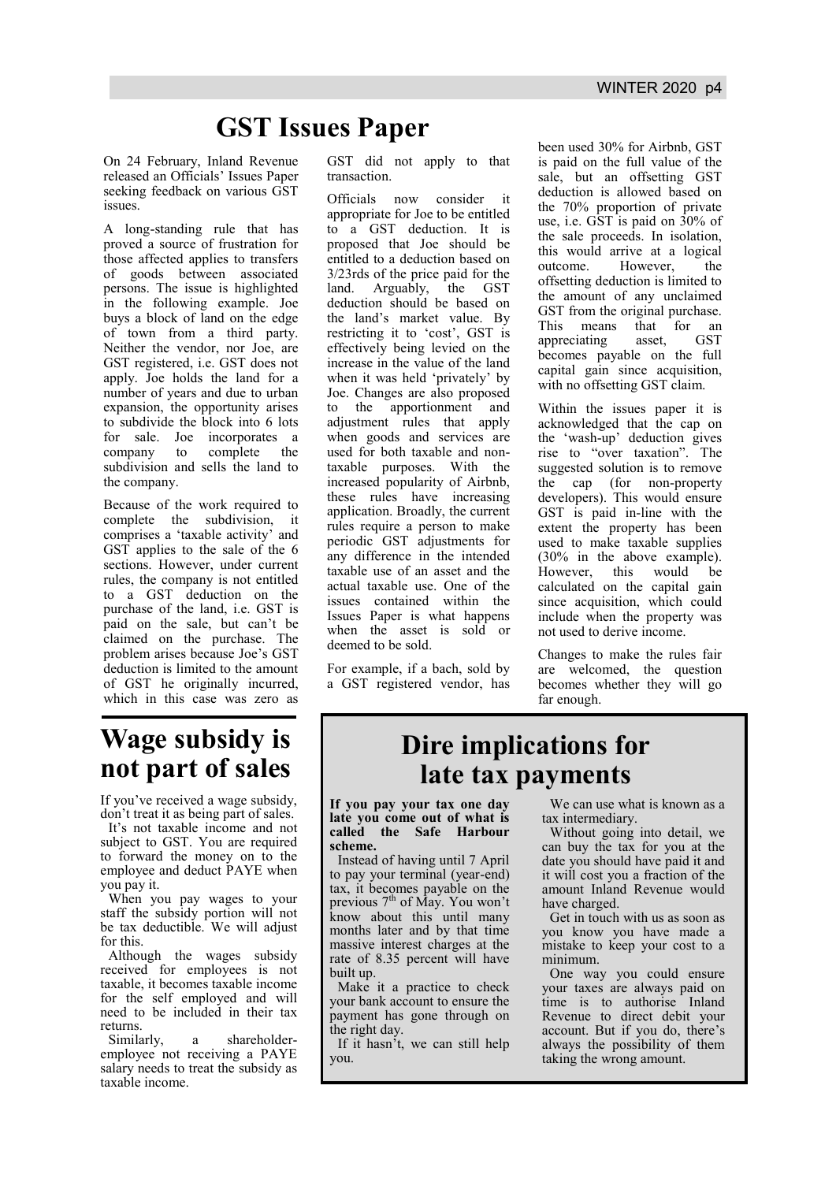# GST Issues Paper

On 24 February, Inland Revenue released an Officials' Issues Paper seeking feedback on various GST issues.

A long-standing rule that has proved a source of frustration for those affected applies to transfers of goods between associated persons. The issue is highlighted in the following example. Joe buys a block of land on the edge of town from a third party. Neither the vendor, nor Joe, are GST registered, i.e. GST does not apply. Joe holds the land for a number of years and due to urban expansion, the opportunity arises to subdivide the block into 6 lots for sale. Joe incorporates a company to complete the subdivision and sells the land to the company.

Because of the work required to complete the subdivision, it comprises a 'taxable activity' and GST applies to the sale of the 6 sections. However, under current rules, the company is not entitled to a GST deduction on the purchase of the land, i.e. GST is paid on the sale, but can't be claimed on the purchase. The problem arises because Joe's GST deduction is limited to the amount of GST he originally incurred, which in this case was zero as GST did not apply to that transaction.

Officials now consider it appropriate for Joe to be entitled to a GST deduction. It is proposed that Joe should be entitled to a deduction based on 3/23rds of the price paid for the land. Arguably, the GST deduction should be based on the land's market value. By restricting it to 'cost', GST is effectively being levied on the increase in the value of the land when it was held 'privately' by Joe. Changes are also proposed to the apportionment and adjustment rules that apply when goods and services are used for both taxable and non-taxable purposes. With the increased popularity of Airbnb, these rules have increasing application. Broadly, the current rules require a person to make periodic GST adjustments for any difference in the intended taxable use of an asset and the actual taxable use. One of the issues contained within the Issues Paper is what happens when the asset is sold or deemed to be sold.

For example, if a bach, sold by a GST registered vendor, has been used 30% for Airbnb, GST is paid on the full value of the sale, but an offsetting GST deduction is allowed based on the 70% proportion of private use, i.e. GST is paid on 30% of the sale proceeds. In isolation, this would arrive at a logical outcome. However, the offsetting deduction is limited to the amount of any unclaimed GST from the original purchase. This means that for an appreciating asset, GST becomes payable on the full capital gain since acquisition, with no offsetting GST claim.

Within the issues paper it is acknowledged that the cap on the 'wash-up' deduction gives rise to "over taxation". The suggested solution is to remove the cap (for non-property developers). This would ensure GST is paid in-line with the extent the property has been used to make taxable supplies (30% in the above example). However, this would be calculated on the capital gain since acquisition, which could include when the property was not used to derive income.

Changes to make the rules fair are welcomed, the question becomes whether they will go far enough.

# Wage subsidy is not part of sales

If you've received a wage subsidy, don't treat it as being part of sales.

It's not taxable income and not subject to GST. You are required to forward the money on to the employee and deduct PAYE when you pay it.

When you pay wages to your staff the subsidy portion will not be tax deductible. We will adjust for this.

Although the wages subsidy received for employees is not taxable, it becomes taxable income for the self employed and will need to be included in their tax returns.

Similarly, a shareholder-employee not receiving a PAYE salary needs to treat the subsidy as taxable income.

# Dire implications for late tax payments

**If you pay your tax one day late you come out of what is called the Safe Harbour scheme.**

Instead of having until 7 April to pay your terminal (year-end) tax, it becomes payable on the previous 7th of May. You won't know about this until many months later and by that time massive interest charges at the rate of 8.35 percent will have built up.

Make it a practice to check your bank account to ensure the payment has gone through on the right day.

If it hasn't, we can still help you.

We can use what is known as a tax intermediary.

Without going into detail, we can buy the tax for you at the date you should have paid it and it will cost you a fraction of the amount Inland Revenue would have charged.

Get in touch with us as soon as you know you have made a mistake to keep your cost to a minimum.

One way you could ensure your taxes are always paid on time is to authorise Inland Revenue to direct debit your account. But if you do, there's always the possibility of them taking the wrong amount.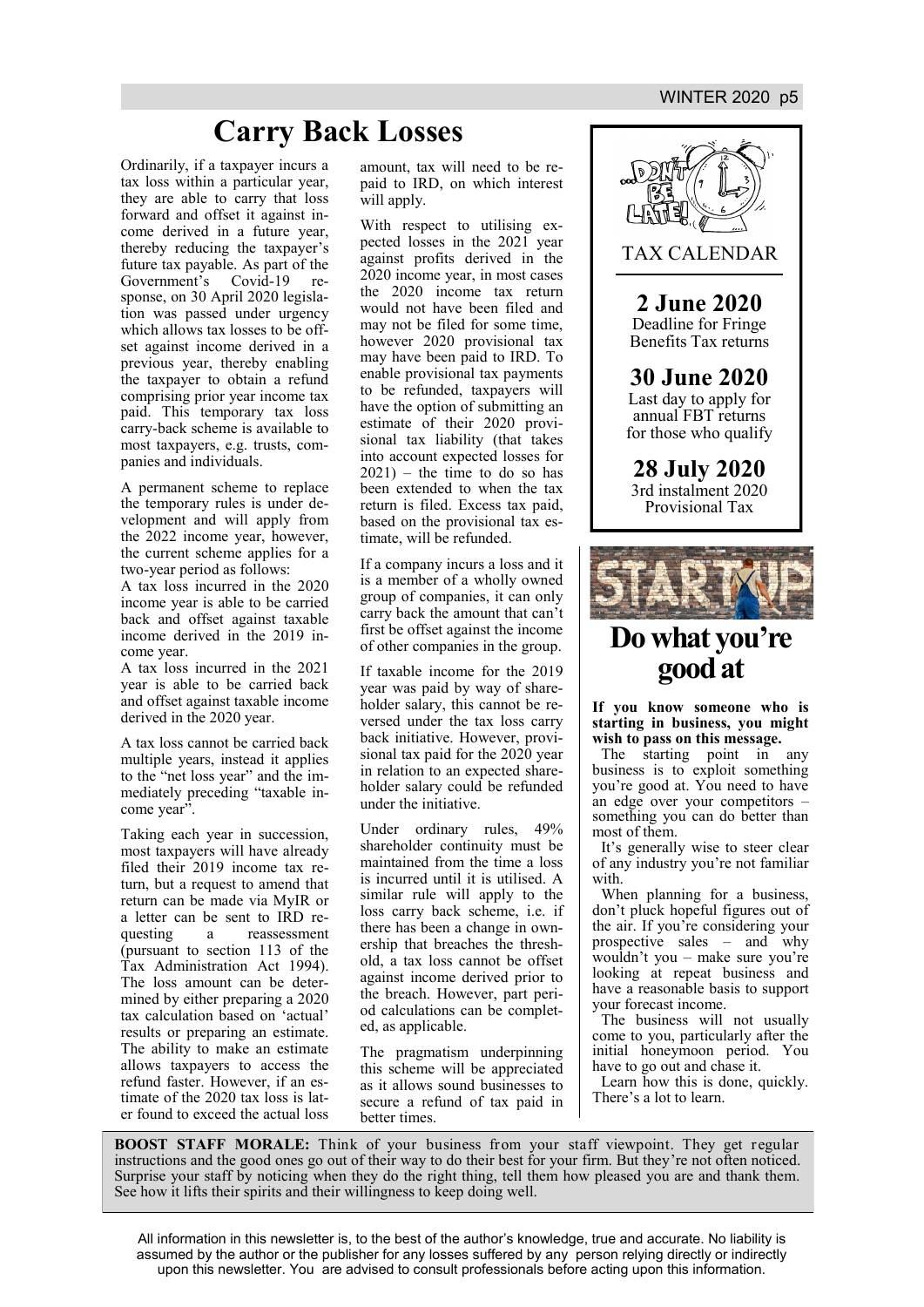# Carry Back Losses

Ordinarily, if a taxpayer incurs a tax loss within a particular year, they are able to carry that loss forward and offset it against income derived in a future year, thereby reducing the taxpayer's future tax payable. As part of the Government's Covid-19 response, on 30 April 2020 legislation was passed under urgency which allows tax losses to be offset against income derived in a previous year, thereby enabling the taxpayer to obtain a refund comprising prior year income tax paid. This temporary tax loss carry-back scheme is available to most taxpayers, e.g. trusts, companies and individuals.

A permanent scheme to replace the temporary rules is under development and will apply from the 2022 income year, however, the current scheme applies for a two-year period as follows:

A tax loss incurred in the 2020 income year is able to be carried back and offset against taxable income derived in the 2019 income year.

A tax loss incurred in the 2021 year is able to be carried back and offset against taxable income derived in the 2020 year.

A tax loss cannot be carried back multiple years, instead it applies to the "net loss year" and the immediately preceding "taxable income year".

Taking each year in succession, most taxpayers will have already filed their 2019 income tax return, but a request to amend that return can be made via MyIR or a letter can be sent to IRD requesting a reassessment (pursuant to section 113 of the Tax Administration Act 1994). The loss amount can be determined by either preparing a 2020 tax calculation based on 'actual' results or preparing an estimate. The ability to make an estimate allows taxpayers to access the refund faster. However, if an estimate of the 2020 tax loss is later found to exceed the actual loss amount, tax will need to be repaid to IRD, on which interest will apply.

With respect to utilising expected losses in the 2021 year against profits derived in the 2020 income year, in most cases the 2020 income tax return would not have been filed and may not be filed for some time, however 2020 provisional tax may have been paid to IRD. To enable provisional tax payments to be refunded, taxpayers will have the option of submitting an estimate of their 2020 provisional tax liability (that takes into account expected losses for 2021) – the time to do so has been extended to when the tax return is filed. Excess tax paid, based on the provisional tax estimate, will be refunded.

If a company incurs a loss and it is a member of a wholly owned group of companies, it can only carry back the amount that can't first be offset against the income of other companies in the group.

If taxable income for the 2019 year was paid by way of shareholder salary, this cannot be reversed under the tax loss carry back initiative. However, provisional tax paid for the 2020 year in relation to an expected shareholder salary could be refunded under the initiative.

Under ordinary rules, 49% shareholder continuity must be maintained from the time a loss is incurred until it is utilised. A similar rule will apply to the loss carry back scheme, i.e. if there has been a change in ownership that breaches the threshold, a tax loss cannot be offset against income derived prior to the breach. However, part period calculations can be completed, as applicable.

The pragmatism underpinning this scheme will be appreciated as it allows sound businesses to secure a refund of tax paid in better times.

## TAX CALENDAR

**2 June 2020**
Deadline for Fringe Benefits Tax returns

**30 June 2020**
Last day to apply for annual FBT returns for those who qualify

**28 July 2020**
3rd instalment 2020 Provisional Tax

# Do what you're good at

**If you know someone who is starting in business, you might wish to pass on this message.**

The starting point in any business is to exploit something you're good at. You need to have an edge over your competitors – something you can do better than most of them.

It's generally wise to steer clear of any industry you're not familiar with.

When planning for a business, don't pluck hopeful figures out of the air. If you're considering your prospective sales – and why wouldn't you – make sure you're looking at repeat business and have a reasonable basis to support your forecast income.

The business will not usually come to you, particularly after the initial honeymoon period. You have to go out and chase it.

Learn how this is done, quickly. There's a lot to learn.

**BOOST STAFF MORALE:** Think of your business from your staff viewpoint. They get regular instructions and the good ones go out of their way to do their best for your firm. But they're not often noticed. Surprise your staff by noticing when they do the right thing, tell them how pleased you are and thank them. See how it lifts their spirits and their willingness to keep doing well.

All information in this newsletter is, to the best of the author's knowledge, true and accurate. No liability is assumed by the author or the publisher for any losses suffered by any person relying directly or indirectly upon this newsletter. You are advised to consult professionals before acting upon this information.